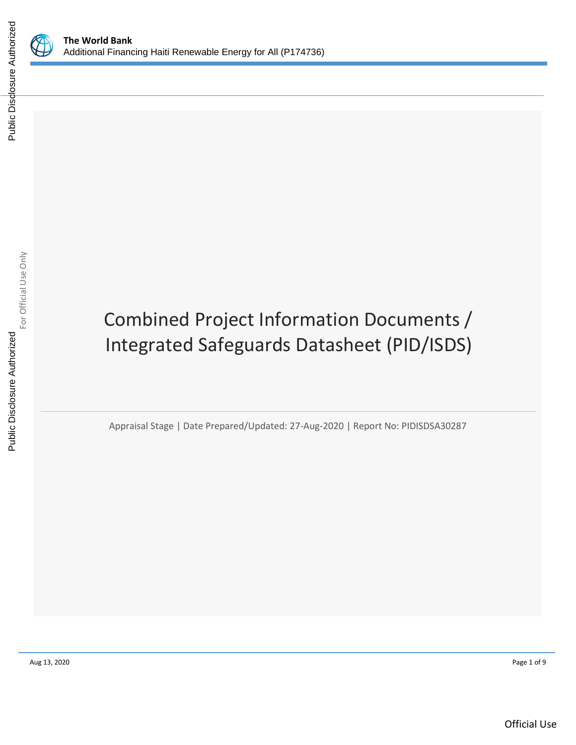**The World Bank**
Additional Financing Haiti Renewable Energy for All (P174736)

# Combined Project Information Documents / Integrated Safeguards Datasheet (PID/ISDS)

Appraisal Stage | Date Prepared/Updated: 27-Aug-2020 | Report No: PIDISDSA30287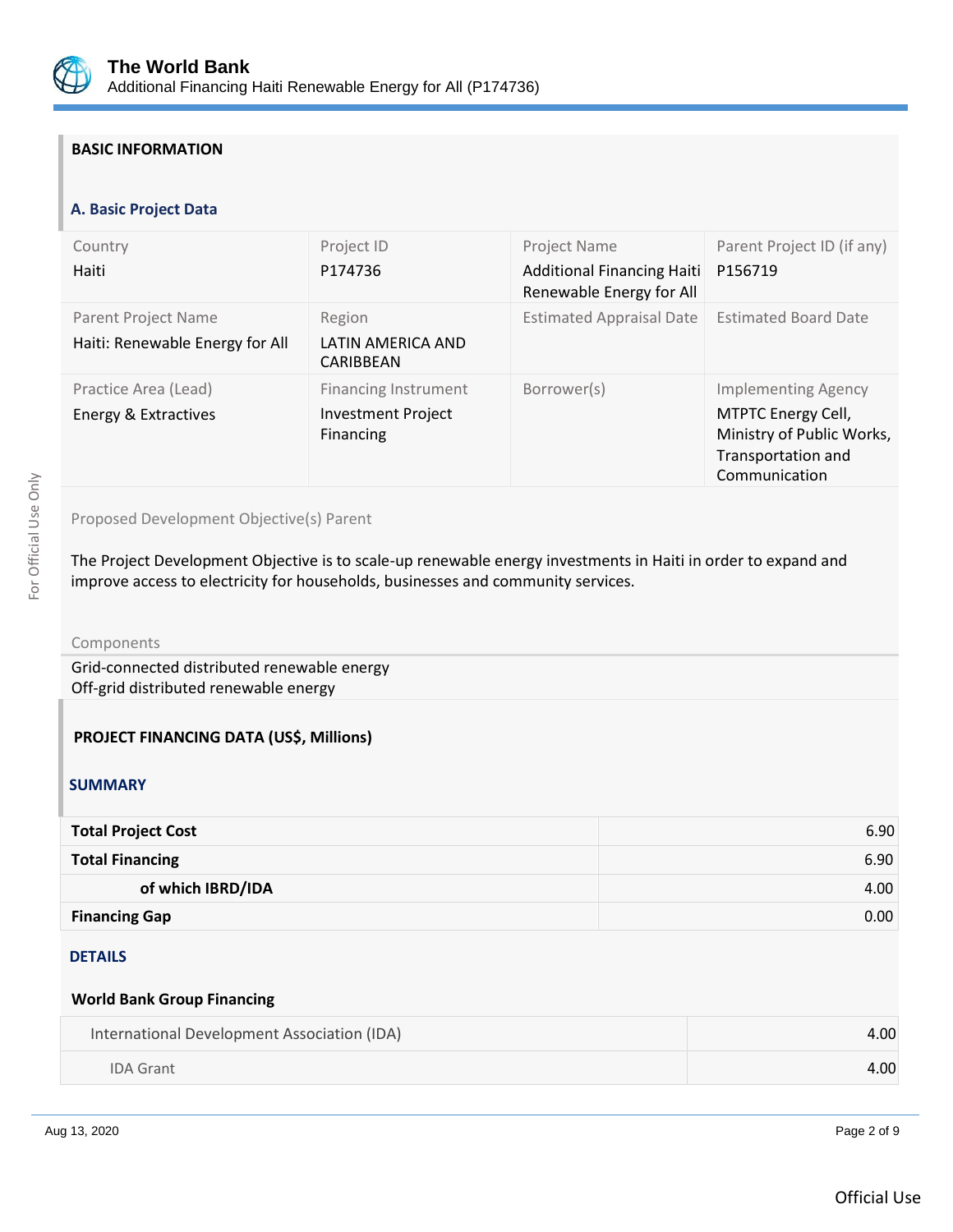## BASIC INFORMATION

### A. Basic Project Data

| Country | Project ID | Project Name | Parent Project ID (if any) |
|---|---|---|---|
| Haiti | P174736 | Additional Financing Haiti Renewable Energy for All | P156719 |
| **Parent Project Name** | **Region** | **Estimated Appraisal Date** | **Estimated Board Date** |
| Haiti: Renewable Energy for All | LATIN AMERICA AND CARIBBEAN | | |
| **Practice Area (Lead)** | **Financing Instrument** | **Borrower(s)** | **Implementing Agency** |
| Energy & Extractives | Investment Project Financing | | MTPTC Energy Cell, Ministry of Public Works, Transportation and Communication |

Proposed Development Objective(s) Parent

The Project Development Objective is to scale-up renewable energy investments in Haiti in order to expand and improve access to electricity for households, businesses and community services.

Components

Grid-connected distributed renewable energy
Off-grid distributed renewable energy

## PROJECT FINANCING DATA (US$, Millions)

### SUMMARY

| | |
|---|---|
| **Total Project Cost** | 6.90 |
| **Total Financing** | 6.90 |
| **of which IBRD/IDA** | 4.00 |
| **Financing Gap** | 0.00 |

### DETAILS

**World Bank Group Financing**

| | |
|---|---|
| International Development Association (IDA) | 4.00 |
| IDA Grant | 4.00 |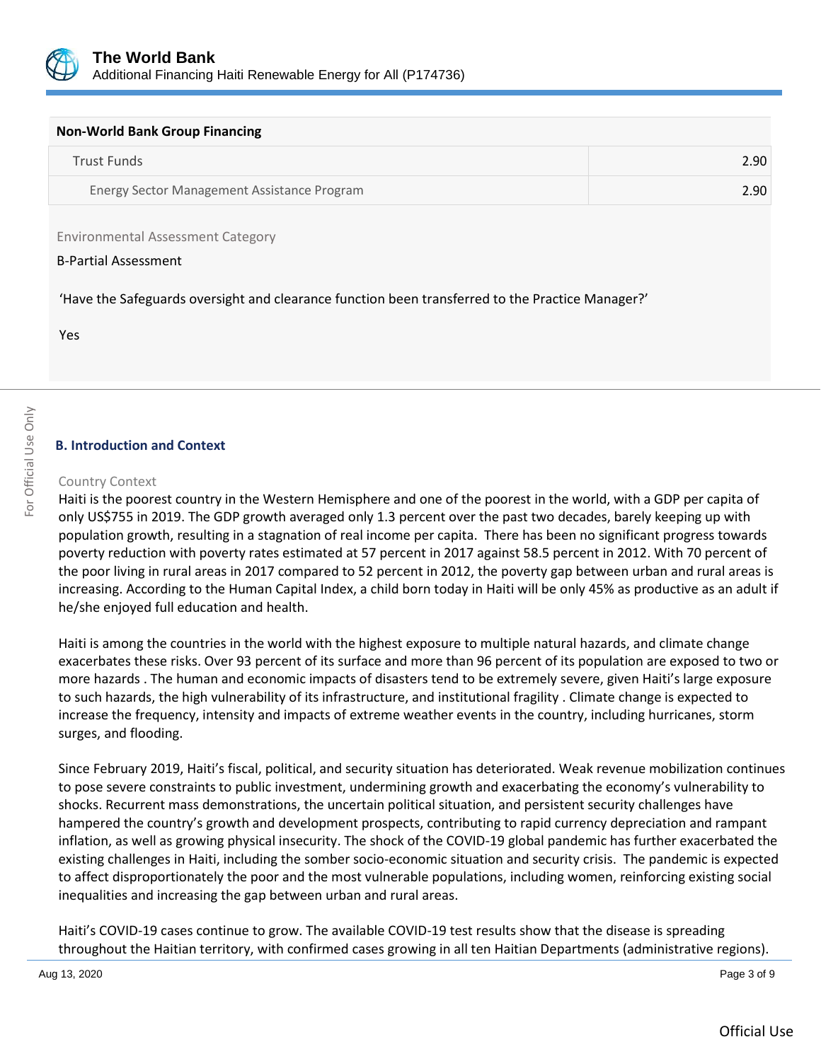| Non-World Bank Group Financing | |
|---|---|
| Trust Funds | 2.90 |
| Energy Sector Management Assistance Program | 2.90 |

Environmental Assessment Category

B-Partial Assessment

'Have the Safeguards oversight and clearance function been transferred to the Practice Manager?'

Yes

## B. Introduction and Context

Country Context

Haiti is the poorest country in the Western Hemisphere and one of the poorest in the world, with a GDP per capita of only US$755 in 2019. The GDP growth averaged only 1.3 percent over the past two decades, barely keeping up with population growth, resulting in a stagnation of real income per capita. There has been no significant progress towards poverty reduction with poverty rates estimated at 57 percent in 2017 against 58.5 percent in 2012. With 70 percent of the poor living in rural areas in 2017 compared to 52 percent in 2012, the poverty gap between urban and rural areas is increasing. According to the Human Capital Index, a child born today in Haiti will be only 45% as productive as an adult if he/she enjoyed full education and health.

Haiti is among the countries in the world with the highest exposure to multiple natural hazards, and climate change exacerbates these risks. Over 93 percent of its surface and more than 96 percent of its population are exposed to two or more hazards . The human and economic impacts of disasters tend to be extremely severe, given Haiti's large exposure to such hazards, the high vulnerability of its infrastructure, and institutional fragility . Climate change is expected to increase the frequency, intensity and impacts of extreme weather events in the country, including hurricanes, storm surges, and flooding.

Since February 2019, Haiti's fiscal, political, and security situation has deteriorated. Weak revenue mobilization continues to pose severe constraints to public investment, undermining growth and exacerbating the economy's vulnerability to shocks. Recurrent mass demonstrations, the uncertain political situation, and persistent security challenges have hampered the country's growth and development prospects, contributing to rapid currency depreciation and rampant inflation, as well as growing physical insecurity. The shock of the COVID-19 global pandemic has further exacerbated the existing challenges in Haiti, including the somber socio-economic situation and security crisis. The pandemic is expected to affect disproportionately the poor and the most vulnerable populations, including women, reinforcing existing social inequalities and increasing the gap between urban and rural areas.

Haiti's COVID-19 cases continue to grow. The available COVID-19 test results show that the disease is spreading throughout the Haitian territory, with confirmed cases growing in all ten Haitian Departments (administrative regions).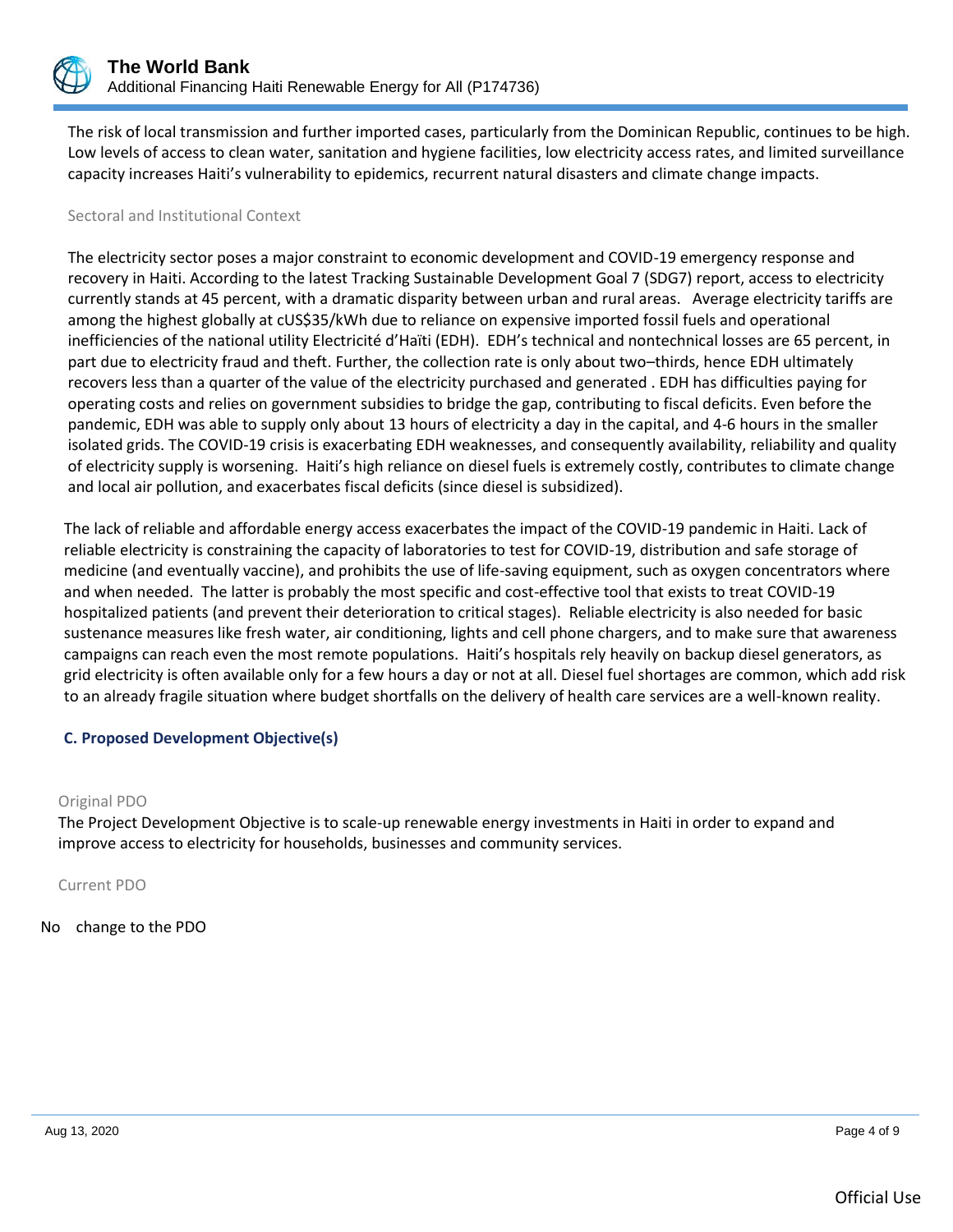The risk of local transmission and further imported cases, particularly from the Dominican Republic, continues to be high. Low levels of access to clean water, sanitation and hygiene facilities, low electricity access rates, and limited surveillance capacity increases Haiti's vulnerability to epidemics, recurrent natural disasters and climate change impacts.

Sectoral and Institutional Context

The electricity sector poses a major constraint to economic development and COVID-19 emergency response and recovery in Haiti. According to the latest Tracking Sustainable Development Goal 7 (SDG7) report, access to electricity currently stands at 45 percent, with a dramatic disparity between urban and rural areas. Average electricity tariffs are among the highest globally at cUS$35/kWh due to reliance on expensive imported fossil fuels and operational inefficiencies of the national utility Electricité d'Haïti (EDH). EDH's technical and nontechnical losses are 65 percent, in part due to electricity fraud and theft. Further, the collection rate is only about two–thirds, hence EDH ultimately recovers less than a quarter of the value of the electricity purchased and generated . EDH has difficulties paying for operating costs and relies on government subsidies to bridge the gap, contributing to fiscal deficits. Even before the pandemic, EDH was able to supply only about 13 hours of electricity a day in the capital, and 4-6 hours in the smaller isolated grids. The COVID-19 crisis is exacerbating EDH weaknesses, and consequently availability, reliability and quality of electricity supply is worsening. Haiti's high reliance on diesel fuels is extremely costly, contributes to climate change and local air pollution, and exacerbates fiscal deficits (since diesel is subsidized).

The lack of reliable and affordable energy access exacerbates the impact of the COVID-19 pandemic in Haiti. Lack of reliable electricity is constraining the capacity of laboratories to test for COVID-19, distribution and safe storage of medicine (and eventually vaccine), and prohibits the use of life-saving equipment, such as oxygen concentrators where and when needed. The latter is probably the most specific and cost-effective tool that exists to treat COVID-19 hospitalized patients (and prevent their deterioration to critical stages). Reliable electricity is also needed for basic sustenance measures like fresh water, air conditioning, lights and cell phone chargers, and to make sure that awareness campaigns can reach even the most remote populations. Haiti's hospitals rely heavily on backup diesel generators, as grid electricity is often available only for a few hours a day or not at all. Diesel fuel shortages are common, which add risk to an already fragile situation where budget shortfalls on the delivery of health care services are a well-known reality.

### C. Proposed Development Objective(s)

Original PDO

The Project Development Objective is to scale-up renewable energy investments in Haiti in order to expand and improve access to electricity for households, businesses and community services.

Current PDO

No change to the PDO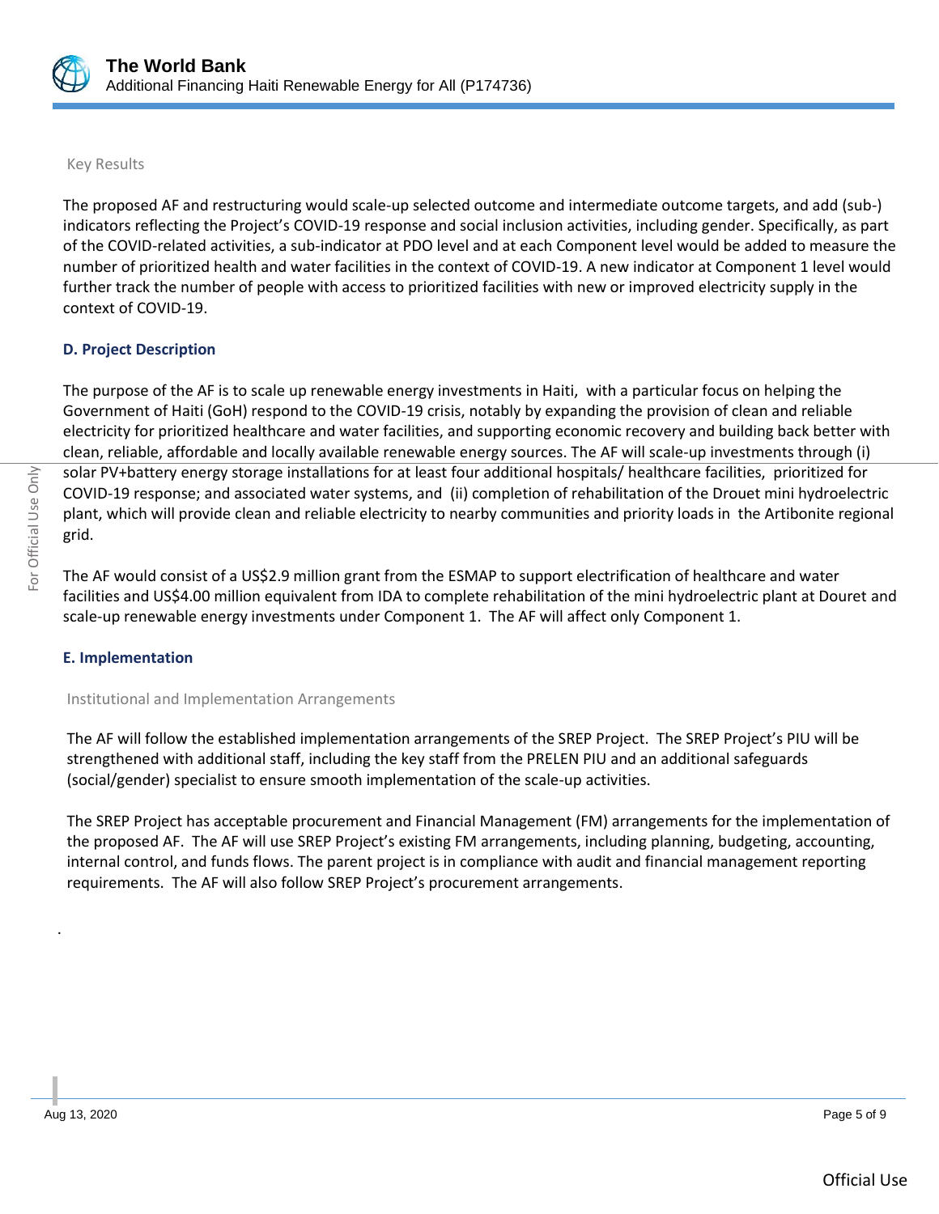Key Results

The proposed AF and restructuring would scale-up selected outcome and intermediate outcome targets, and add (sub-) indicators reflecting the Project's COVID-19 response and social inclusion activities, including gender. Specifically, as part of the COVID-related activities, a sub-indicator at PDO level and at each Component level would be added to measure the number of prioritized health and water facilities in the context of COVID-19. A new indicator at Component 1 level would further track the number of people with access to prioritized facilities with new or improved electricity supply in the context of COVID-19.

### D. Project Description

The purpose of the AF is to scale up renewable energy investments in Haiti, with a particular focus on helping the Government of Haiti (GoH) respond to the COVID-19 crisis, notably by expanding the provision of clean and reliable electricity for prioritized healthcare and water facilities, and supporting economic recovery and building back better with clean, reliable, affordable and locally available renewable energy sources. The AF will scale-up investments through (i) solar PV+battery energy storage installations for at least four additional hospitals/ healthcare facilities, prioritized for COVID-19 response; and associated water systems, and (ii) completion of rehabilitation of the Drouet mini hydroelectric plant, which will provide clean and reliable electricity to nearby communities and priority loads in the Artibonite regional grid.

The AF would consist of a US$2.9 million grant from the ESMAP to support electrification of healthcare and water facilities and US$4.00 million equivalent from IDA to complete rehabilitation of the mini hydroelectric plant at Douret and scale-up renewable energy investments under Component 1. The AF will affect only Component 1.

### E. Implementation

Institutional and Implementation Arrangements

The AF will follow the established implementation arrangements of the SREP Project. The SREP Project's PIU will be strengthened with additional staff, including the key staff from the PRELEN PIU and an additional safeguards (social/gender) specialist to ensure smooth implementation of the scale-up activities.

The SREP Project has acceptable procurement and Financial Management (FM) arrangements for the implementation of the proposed AF. The AF will use SREP Project's existing FM arrangements, including planning, budgeting, accounting, internal control, and funds flows. The parent project is in compliance with audit and financial management reporting requirements. The AF will also follow SREP Project's procurement arrangements.

.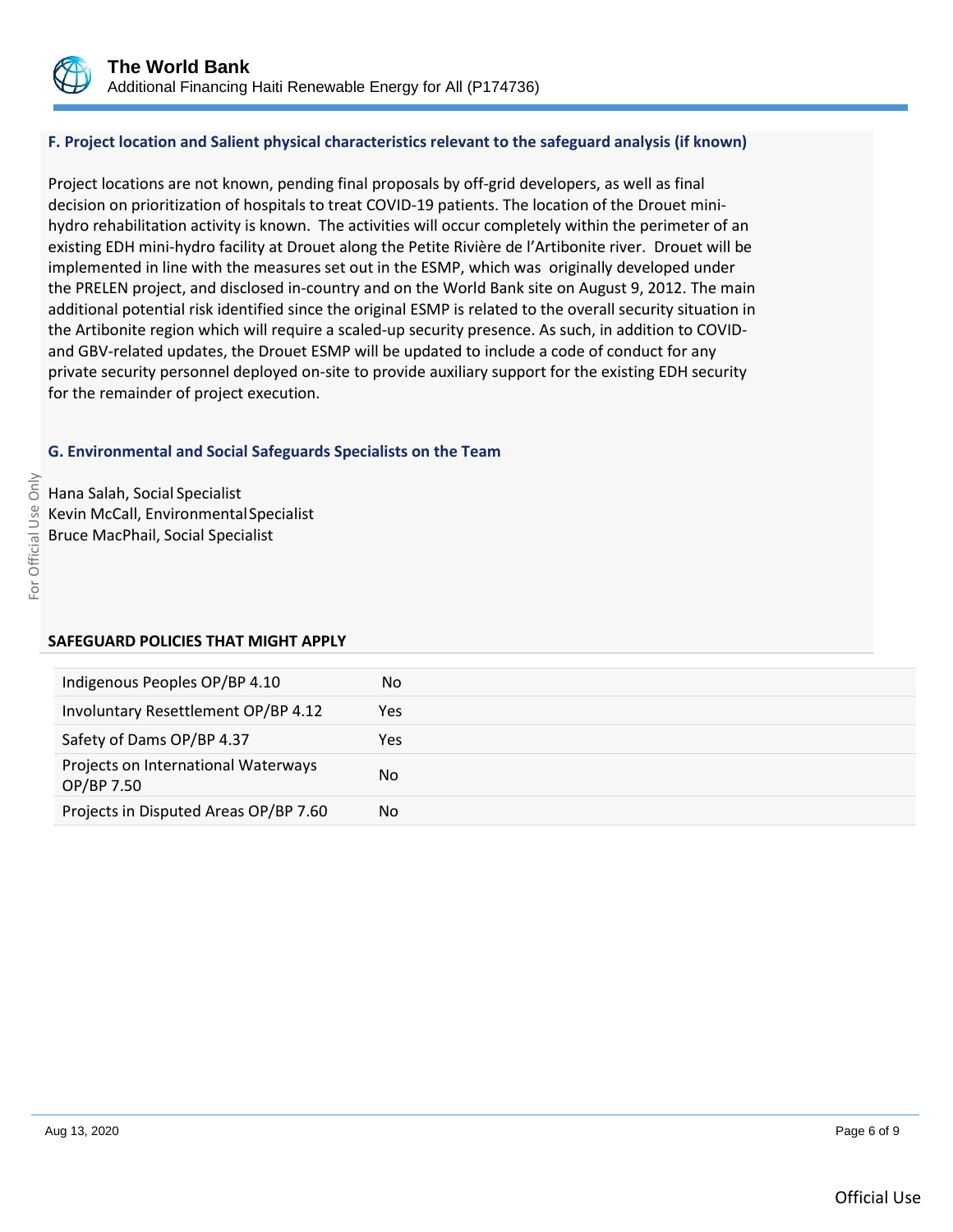### F. Project location and Salient physical characteristics relevant to the safeguard analysis (if known)

Project locations are not known, pending final proposals by off-grid developers, as well as final decision on prioritization of hospitals to treat COVID-19 patients. The location of the Drouet mini-hydro rehabilitation activity is known. The activities will occur completely within the perimeter of an existing EDH mini-hydro facility at Drouet along the Petite Rivière de l'Artibonite river. Drouet will be implemented in line with the measures set out in the ESMP, which was originally developed under the PRELEN project, and disclosed in-country and on the World Bank site on August 9, 2012. The main additional potential risk identified since the original ESMP is related to the overall security situation in the Artibonite region which will require a scaled-up security presence. As such, in addition to COVID- and GBV-related updates, the Drouet ESMP will be updated to include a code of conduct for any private security personnel deployed on-site to provide auxiliary support for the existing EDH security for the remainder of project execution.

### G. Environmental and Social Safeguards Specialists on the Team

Hana Salah, Social Specialist
Kevin McCall, Environmental Specialist
Bruce MacPhail, Social Specialist

**SAFEGUARD POLICIES THAT MIGHT APPLY**

| | |
|---|---|
| Indigenous Peoples OP/BP 4.10 | No |
| Involuntary Resettlement OP/BP 4.12 | Yes |
| Safety of Dams OP/BP 4.37 | Yes |
| Projects on International Waterways OP/BP 7.50 | No |
| Projects in Disputed Areas OP/BP 7.60 | No |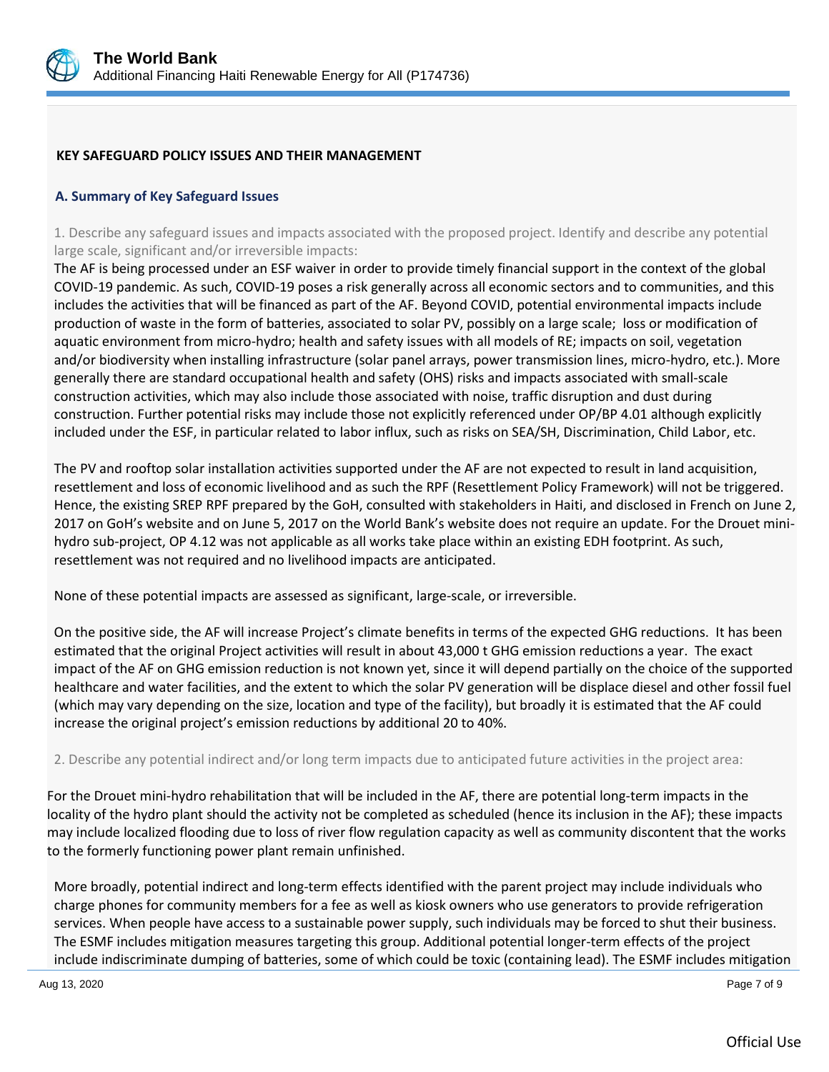## KEY SAFEGUARD POLICY ISSUES AND THEIR MANAGEMENT

### A. Summary of Key Safeguard Issues

1. Describe any safeguard issues and impacts associated with the proposed project. Identify and describe any potential large scale, significant and/or irreversible impacts:

The AF is being processed under an ESF waiver in order to provide timely financial support in the context of the global COVID-19 pandemic. As such, COVID-19 poses a risk generally across all economic sectors and to communities, and this includes the activities that will be financed as part of the AF. Beyond COVID, potential environmental impacts include production of waste in the form of batteries, associated to solar PV, possibly on a large scale; loss or modification of aquatic environment from micro-hydro; health and safety issues with all models of RE; impacts on soil, vegetation and/or biodiversity when installing infrastructure (solar panel arrays, power transmission lines, micro-hydro, etc.). More generally there are standard occupational health and safety (OHS) risks and impacts associated with small-scale construction activities, which may also include those associated with noise, traffic disruption and dust during construction. Further potential risks may include those not explicitly referenced under OP/BP 4.01 although explicitly included under the ESF, in particular related to labor influx, such as risks on SEA/SH, Discrimination, Child Labor, etc.

The PV and rooftop solar installation activities supported under the AF are not expected to result in land acquisition, resettlement and loss of economic livelihood and as such the RPF (Resettlement Policy Framework) will not be triggered. Hence, the existing SREP RPF prepared by the GoH, consulted with stakeholders in Haiti, and disclosed in French on June 2, 2017 on GoH's website and on June 5, 2017 on the World Bank's website does not require an update. For the Drouet mini-hydro sub-project, OP 4.12 was not applicable as all works take place within an existing EDH footprint. As such, resettlement was not required and no livelihood impacts are anticipated.

None of these potential impacts are assessed as significant, large-scale, or irreversible.

On the positive side, the AF will increase Project's climate benefits in terms of the expected GHG reductions. It has been estimated that the original Project activities will result in about 43,000 t GHG emission reductions a year. The exact impact of the AF on GHG emission reduction is not known yet, since it will depend partially on the choice of the supported healthcare and water facilities, and the extent to which the solar PV generation will be displace diesel and other fossil fuel (which may vary depending on the size, location and type of the facility), but broadly it is estimated that the AF could increase the original project's emission reductions by additional 20 to 40%.

2. Describe any potential indirect and/or long term impacts due to anticipated future activities in the project area:

For the Drouet mini-hydro rehabilitation that will be included in the AF, there are potential long-term impacts in the locality of the hydro plant should the activity not be completed as scheduled (hence its inclusion in the AF); these impacts may include localized flooding due to loss of river flow regulation capacity as well as community discontent that the works to the formerly functioning power plant remain unfinished.

More broadly, potential indirect and long-term effects identified with the parent project may include individuals who charge phones for community members for a fee as well as kiosk owners who use generators to provide refrigeration services. When people have access to a sustainable power supply, such individuals may be forced to shut their business. The ESMF includes mitigation measures targeting this group. Additional potential longer-term effects of the project include indiscriminate dumping of batteries, some of which could be toxic (containing lead). The ESMF includes mitigation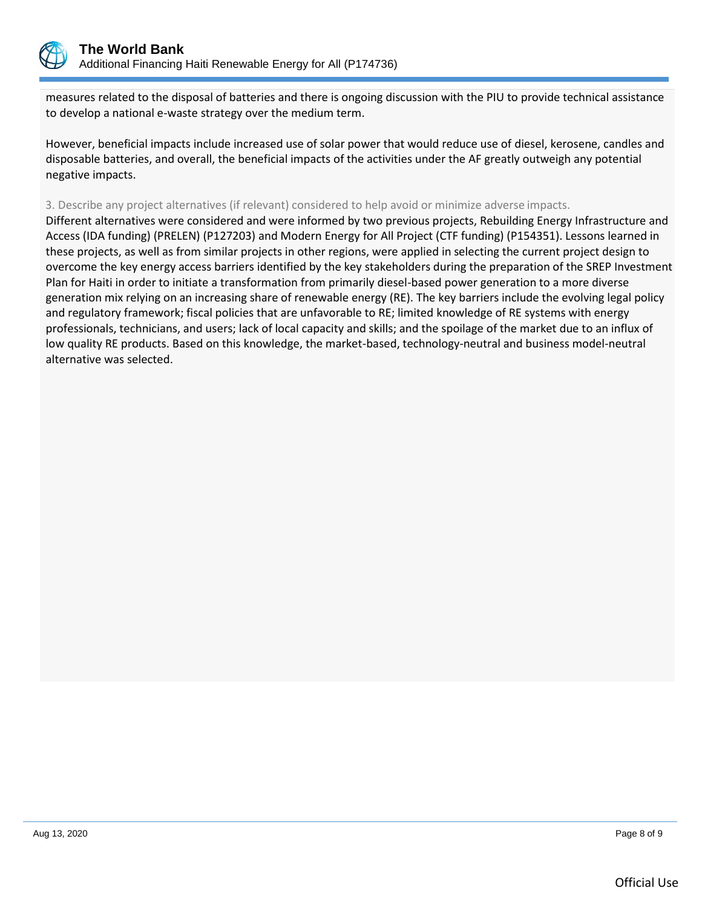measures related to the disposal of batteries and there is ongoing discussion with the PIU to provide technical assistance to develop a national e-waste strategy over the medium term.

However, beneficial impacts include increased use of solar power that would reduce use of diesel, kerosene, candles and disposable batteries, and overall, the beneficial impacts of the activities under the AF greatly outweigh any potential negative impacts.

3. Describe any project alternatives (if relevant) considered to help avoid or minimize adverse impacts.

Different alternatives were considered and were informed by two previous projects, Rebuilding Energy Infrastructure and Access (IDA funding) (PRELEN) (P127203) and Modern Energy for All Project (CTF funding) (P154351). Lessons learned in these projects, as well as from similar projects in other regions, were applied in selecting the current project design to overcome the key energy access barriers identified by the key stakeholders during the preparation of the SREP Investment Plan for Haiti in order to initiate a transformation from primarily diesel-based power generation to a more diverse generation mix relying on an increasing share of renewable energy (RE). The key barriers include the evolving legal policy and regulatory framework; fiscal policies that are unfavorable to RE; limited knowledge of RE systems with energy professionals, technicians, and users; lack of local capacity and skills; and the spoilage of the market due to an influx of low quality RE products. Based on this knowledge, the market-based, technology-neutral and business model-neutral alternative was selected.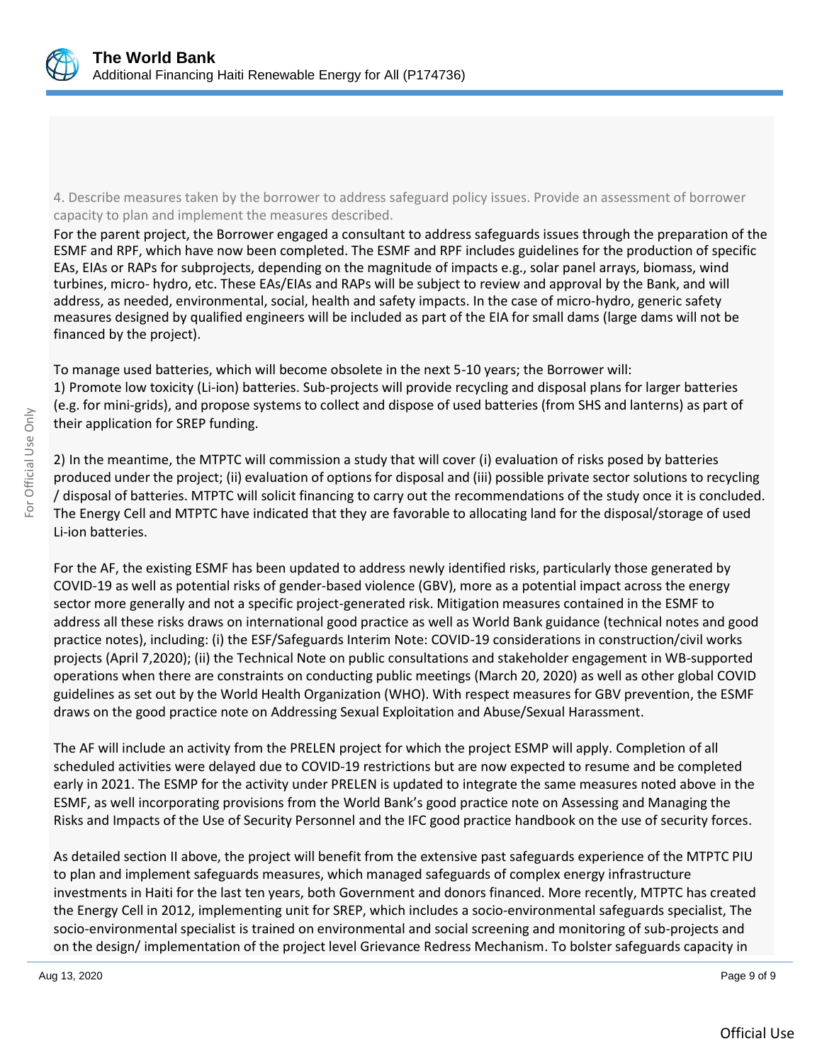4. Describe measures taken by the borrower to address safeguard policy issues. Provide an assessment of borrower capacity to plan and implement the measures described.

For the parent project, the Borrower engaged a consultant to address safeguards issues through the preparation of the ESMF and RPF, which have now been completed. The ESMF and RPF includes guidelines for the production of specific EAs, EIAs or RAPs for subprojects, depending on the magnitude of impacts e.g., solar panel arrays, biomass, wind turbines, micro- hydro, etc. These EAs/EIAs and RAPs will be subject to review and approval by the Bank, and will address, as needed, environmental, social, health and safety impacts. In the case of micro-hydro, generic safety measures designed by qualified engineers will be included as part of the EIA for small dams (large dams will not be financed by the project).

To manage used batteries, which will become obsolete in the next 5-10 years; the Borrower will:
1) Promote low toxicity (Li-ion) batteries. Sub-projects will provide recycling and disposal plans for larger batteries (e.g. for mini-grids), and propose systems to collect and dispose of used batteries (from SHS and lanterns) as part of their application for SREP funding.

2) In the meantime, the MTPTC will commission a study that will cover (i) evaluation of risks posed by batteries produced under the project; (ii) evaluation of options for disposal and (iii) possible private sector solutions to recycling / disposal of batteries. MTPTC will solicit financing to carry out the recommendations of the study once it is concluded. The Energy Cell and MTPTC have indicated that they are favorable to allocating land for the disposal/storage of used Li-ion batteries.

For the AF, the existing ESMF has been updated to address newly identified risks, particularly those generated by COVID-19 as well as potential risks of gender-based violence (GBV), more as a potential impact across the energy sector more generally and not a specific project-generated risk. Mitigation measures contained in the ESMF to address all these risks draws on international good practice as well as World Bank guidance (technical notes and good practice notes), including: (i) the ESF/Safeguards Interim Note: COVID-19 considerations in construction/civil works projects (April 7,2020); (ii) the Technical Note on public consultations and stakeholder engagement in WB-supported operations when there are constraints on conducting public meetings (March 20, 2020) as well as other global COVID guidelines as set out by the World Health Organization (WHO). With respect measures for GBV prevention, the ESMF draws on the good practice note on Addressing Sexual Exploitation and Abuse/Sexual Harassment.

The AF will include an activity from the PRELEN project for which the project ESMP will apply. Completion of all scheduled activities were delayed due to COVID-19 restrictions but are now expected to resume and be completed early in 2021. The ESMP for the activity under PRELEN is updated to integrate the same measures noted above in the ESMF, as well incorporating provisions from the World Bank's good practice note on Assessing and Managing the Risks and Impacts of the Use of Security Personnel and the IFC good practice handbook on the use of security forces.

As detailed section II above, the project will benefit from the extensive past safeguards experience of the MTPTC PIU to plan and implement safeguards measures, which managed safeguards of complex energy infrastructure investments in Haiti for the last ten years, both Government and donors financed. More recently, MTPTC has created the Energy Cell in 2012, implementing unit for SREP, which includes a socio-environmental safeguards specialist, The socio-environmental specialist is trained on environmental and social screening and monitoring of sub-projects and on the design/ implementation of the project level Grievance Redress Mechanism. To bolster safeguards capacity in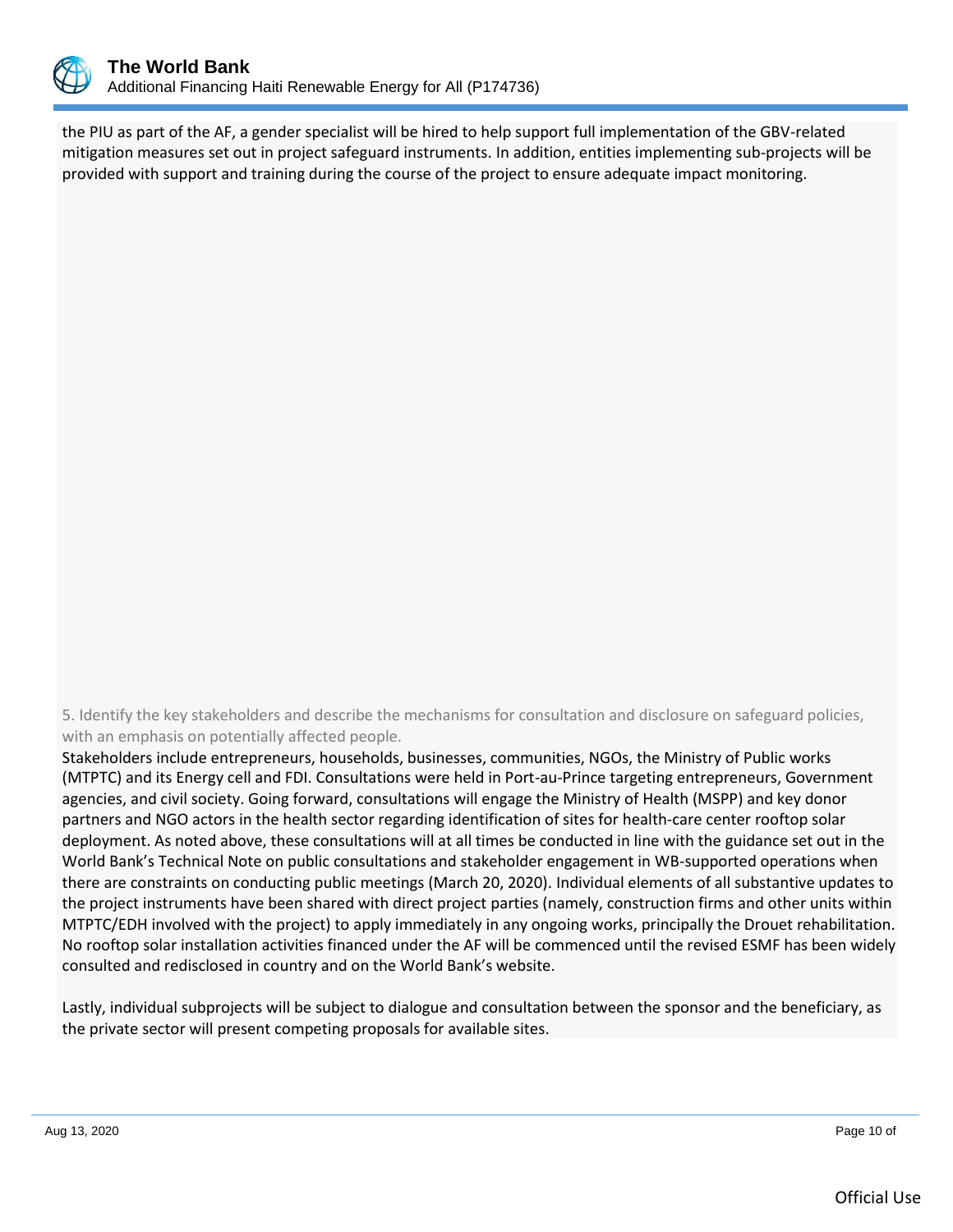the PIU as part of the AF, a gender specialist will be hired to help support full implementation of the GBV-related mitigation measures set out in project safeguard instruments. In addition, entities implementing sub-projects will be provided with support and training during the course of the project to ensure adequate impact monitoring.

5. Identify the key stakeholders and describe the mechanisms for consultation and disclosure on safeguard policies, with an emphasis on potentially affected people.

Stakeholders include entrepreneurs, households, businesses, communities, NGOs, the Ministry of Public works (MTPTC) and its Energy cell and FDI. Consultations were held in Port-au-Prince targeting entrepreneurs, Government agencies, and civil society. Going forward, consultations will engage the Ministry of Health (MSPP) and key donor partners and NGO actors in the health sector regarding identification of sites for health-care center rooftop solar deployment. As noted above, these consultations will at all times be conducted in line with the guidance set out in the World Bank's Technical Note on public consultations and stakeholder engagement in WB-supported operations when there are constraints on conducting public meetings (March 20, 2020). Individual elements of all substantive updates to the project instruments have been shared with direct project parties (namely, construction firms and other units within MTPTC/EDH involved with the project) to apply immediately in any ongoing works, principally the Drouet rehabilitation. No rooftop solar installation activities financed under the AF will be commenced until the revised ESMF has been widely consulted and redisclosed in country and on the World Bank's website.

Lastly, individual subprojects will be subject to dialogue and consultation between the sponsor and the beneficiary, as the private sector will present competing proposals for available sites.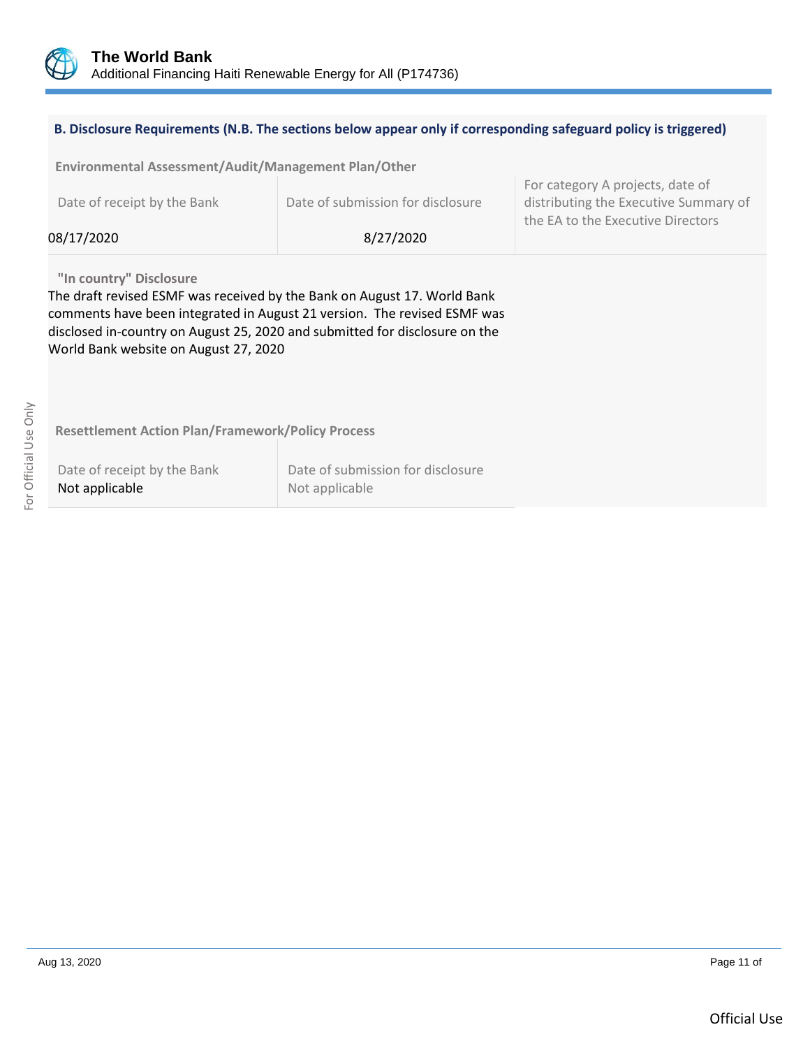### B. Disclosure Requirements (N.B. The sections below appear only if corresponding safeguard policy is triggered)

**Environmental Assessment/Audit/Management Plan/Other**

| Date of receipt by the Bank | Date of submission for disclosure | For category A projects, date of distributing the Executive Summary of the EA to the Executive Directors |
|---|---|---|
| 08/17/2020 | 8/27/2020 | |

**"In country" Disclosure**

The draft revised ESMF was received by the Bank on August 17. World Bank comments have been integrated in August 21 version. The revised ESMF was disclosed in-country on August 25, 2020 and submitted for disclosure on the World Bank website on August 27, 2020

**Resettlement Action Plan/Framework/Policy Process**

| Date of receipt by the Bank | Date of submission for disclosure |
|---|---|
| Not applicable | Not applicable |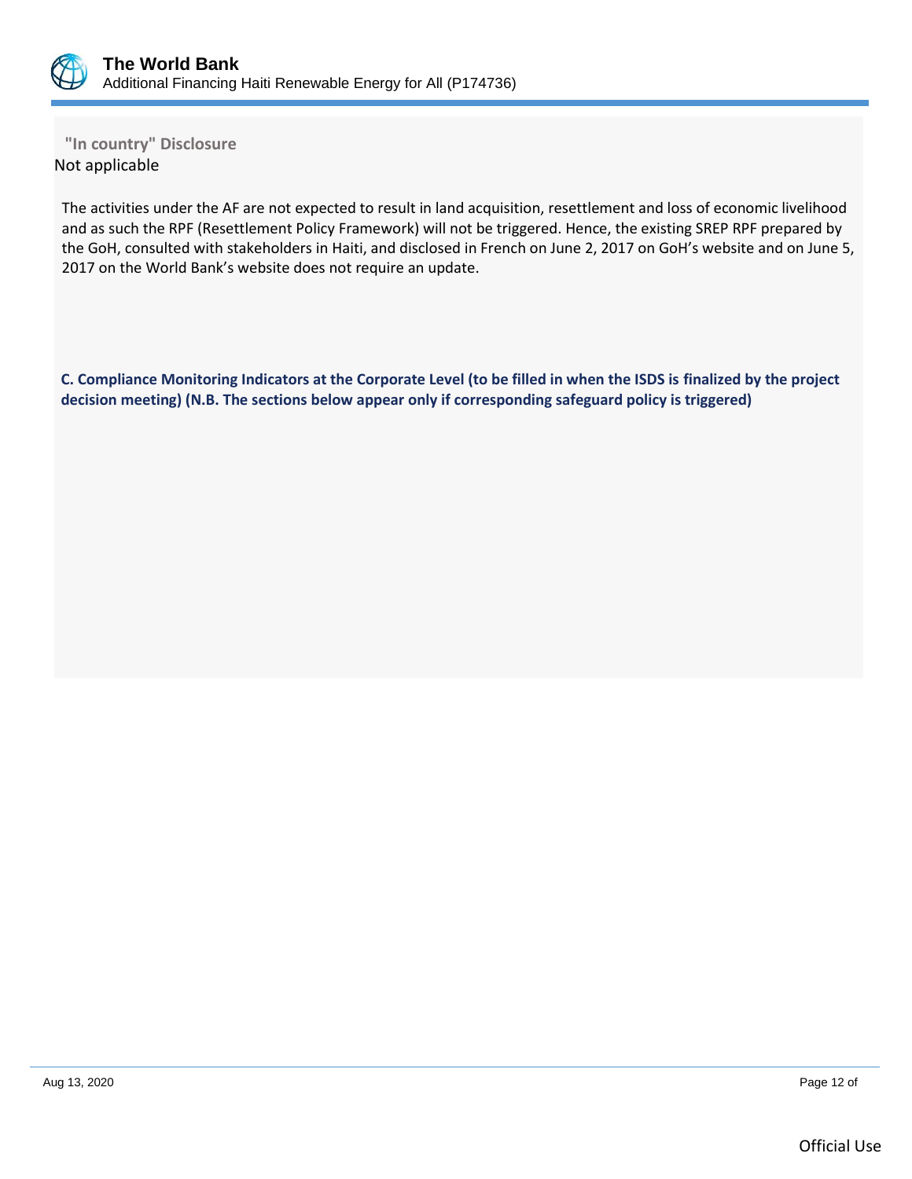**"In country" Disclosure**

Not applicable

The activities under the AF are not expected to result in land acquisition, resettlement and loss of economic livelihood and as such the RPF (Resettlement Policy Framework) will not be triggered. Hence, the existing SREP RPF prepared by the GoH, consulted with stakeholders in Haiti, and disclosed in French on June 2, 2017 on GoH's website and on June 5, 2017 on the World Bank's website does not require an update.

**C. Compliance Monitoring Indicators at the Corporate Level (to be filled in when the ISDS is finalized by the project decision meeting) (N.B. The sections below appear only if corresponding safeguard policy is triggered)**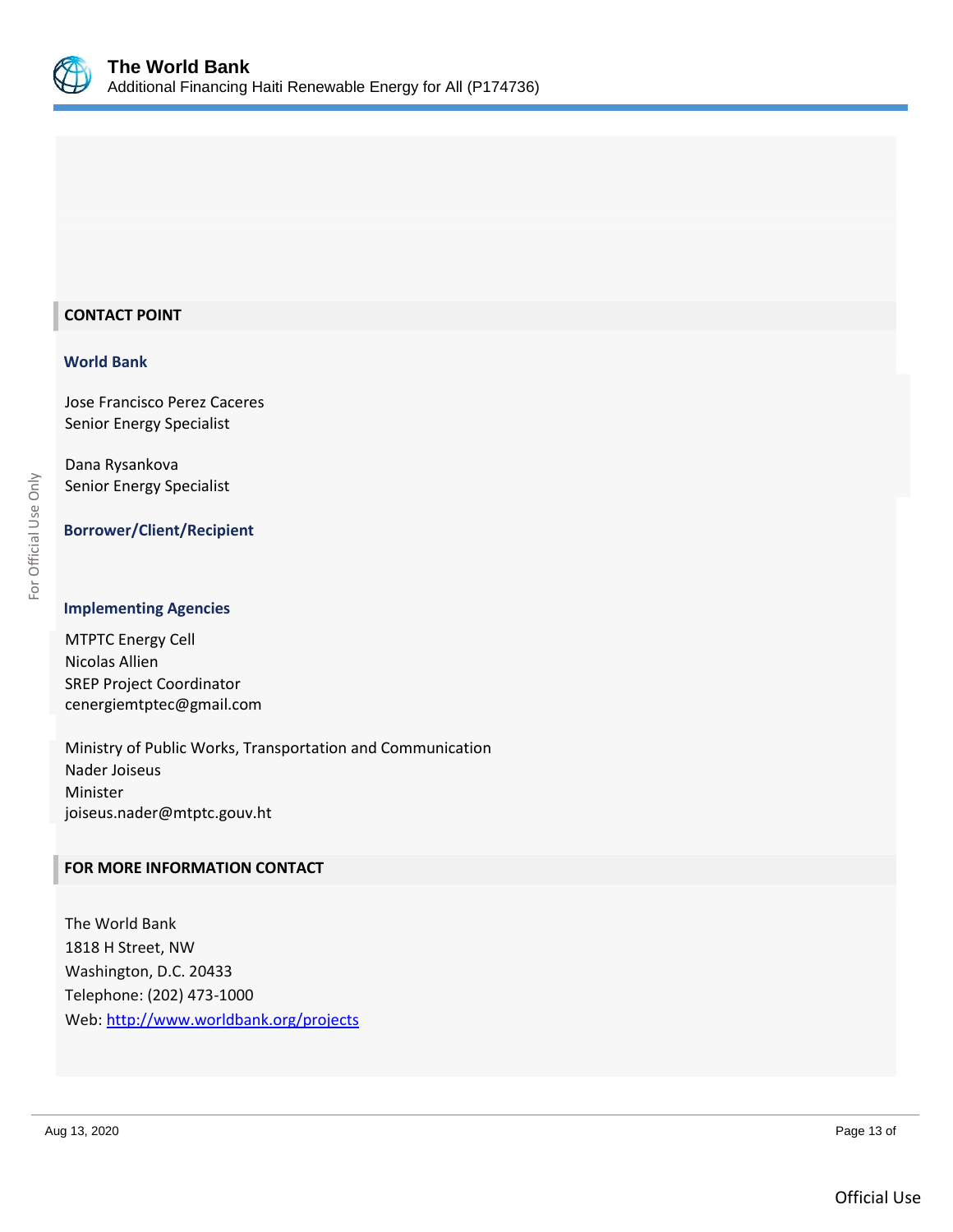## CONTACT POINT

### World Bank

Jose Francisco Perez Caceres
Senior Energy Specialist

Dana Rysankova
Senior Energy Specialist

### Borrower/Client/Recipient

### Implementing Agencies

MTPTC Energy Cell
Nicolas Allien
SREP Project Coordinator
cenergiemtptec@gmail.com

Ministry of Public Works, Transportation and Communication
Nader Joiseus
Minister
joiseus.nader@mtptc.gouv.ht

## FOR MORE INFORMATION CONTACT

The World Bank
1818 H Street, NW
Washington, D.C. 20433
Telephone: (202) 473-1000
Web: http://www.worldbank.org/projects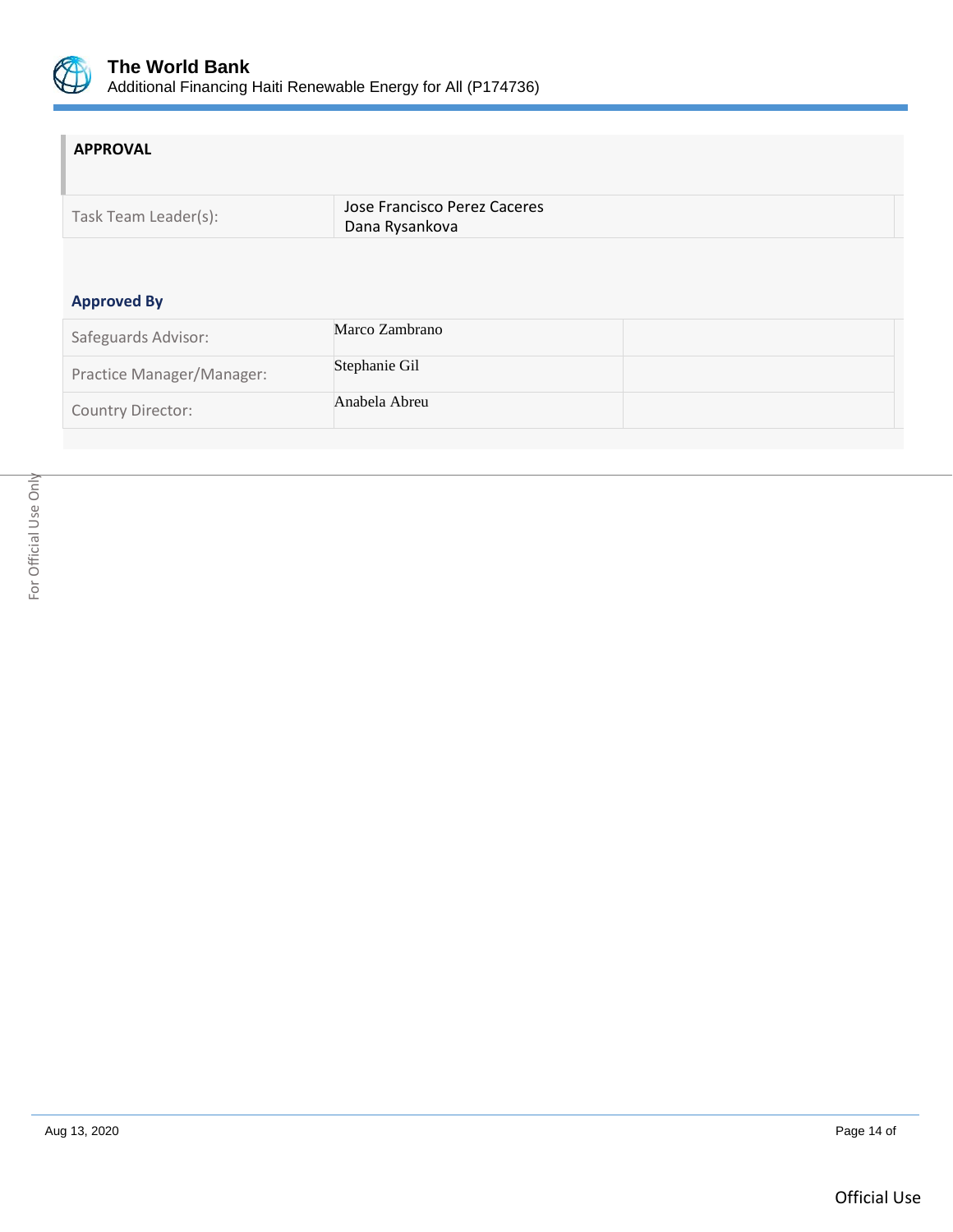## APPROVAL

| | |
|---|---|
| Task Team Leader(s): | Jose Francisco Perez Caceres<br>Dana Rysankova |

### Approved By

| | | |
|---|---|---|
| Safeguards Advisor: | Marco Zambrano | |
| Practice Manager/Manager: | Stephanie Gil | |
| Country Director: | Anabela Abreu | |